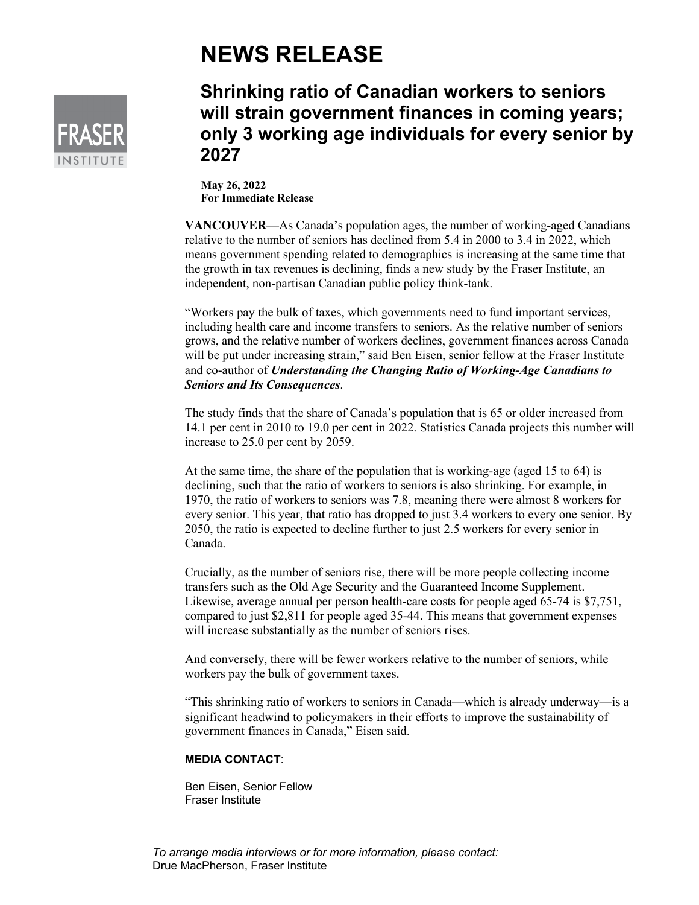# NEWS RELEASE

## Shrinking ratio of Canadian workers to seniors will strain government finances in coming years; only 3 working age individuals for every senior by 2027

**May 26, 2022**
**For Immediate Release**

**VANCOUVER**—As Canada's population ages, the number of working-aged Canadians relative to the number of seniors has declined from 5.4 in 2000 to 3.4 in 2022, which means government spending related to demographics is increasing at the same time that the growth in tax revenues is declining, finds a new study by the Fraser Institute, an independent, non-partisan Canadian public policy think-tank.

"Workers pay the bulk of taxes, which governments need to fund important services, including health care and income transfers to seniors. As the relative number of seniors grows, and the relative number of workers declines, government finances across Canada will be put under increasing strain," said Ben Eisen, senior fellow at the Fraser Institute and co-author of ***Understanding the Changing Ratio of Working-Age Canadians to Seniors and Its Consequences***.

The study finds that the share of Canada's population that is 65 or older increased from 14.1 per cent in 2010 to 19.0 per cent in 2022. Statistics Canada projects this number will increase to 25.0 per cent by 2059.

At the same time, the share of the population that is working-age (aged 15 to 64) is declining, such that the ratio of workers to seniors is also shrinking. For example, in 1970, the ratio of workers to seniors was 7.8, meaning there were almost 8 workers for every senior. This year, that ratio has dropped to just 3.4 workers to every one senior. By 2050, the ratio is expected to decline further to just 2.5 workers for every senior in Canada.

Crucially, as the number of seniors rise, there will be more people collecting income transfers such as the Old Age Security and the Guaranteed Income Supplement. Likewise, average annual per person health-care costs for people aged 65-74 is $7,751, compared to just $2,811 for people aged 35-44. This means that government expenses will increase substantially as the number of seniors rises.

And conversely, there will be fewer workers relative to the number of seniors, while workers pay the bulk of government taxes.

"This shrinking ratio of workers to seniors in Canada—which is already underway—is a significant headwind to policymakers in their efforts to improve the sustainability of government finances in Canada," Eisen said.

**MEDIA CONTACT**:

Ben Eisen, Senior Fellow
Fraser Institute

*To arrange media interviews or for more information, please contact:*
Drue MacPherson, Fraser Institute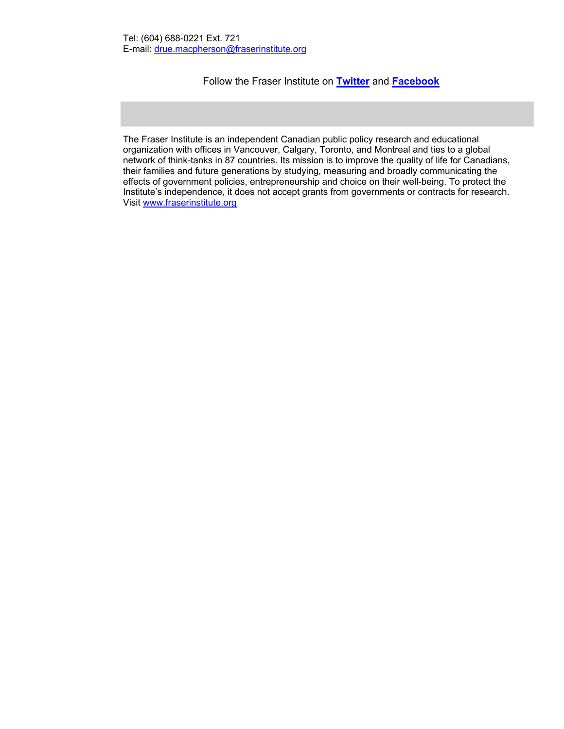Tel: (604) 688-0221 Ext. 721
E-mail: drue.macpherson@fraserinstitute.org

Follow the Fraser Institute on **Twitter** and **Facebook**

The Fraser Institute is an independent Canadian public policy research and educational organization with offices in Vancouver, Calgary, Toronto, and Montreal and ties to a global network of think-tanks in 87 countries. Its mission is to improve the quality of life for Canadians, their families and future generations by studying, measuring and broadly communicating the effects of government policies, entrepreneurship and choice on their well-being. To protect the Institute's independence, it does not accept grants from governments or contracts for research. Visit www.fraserinstitute.org